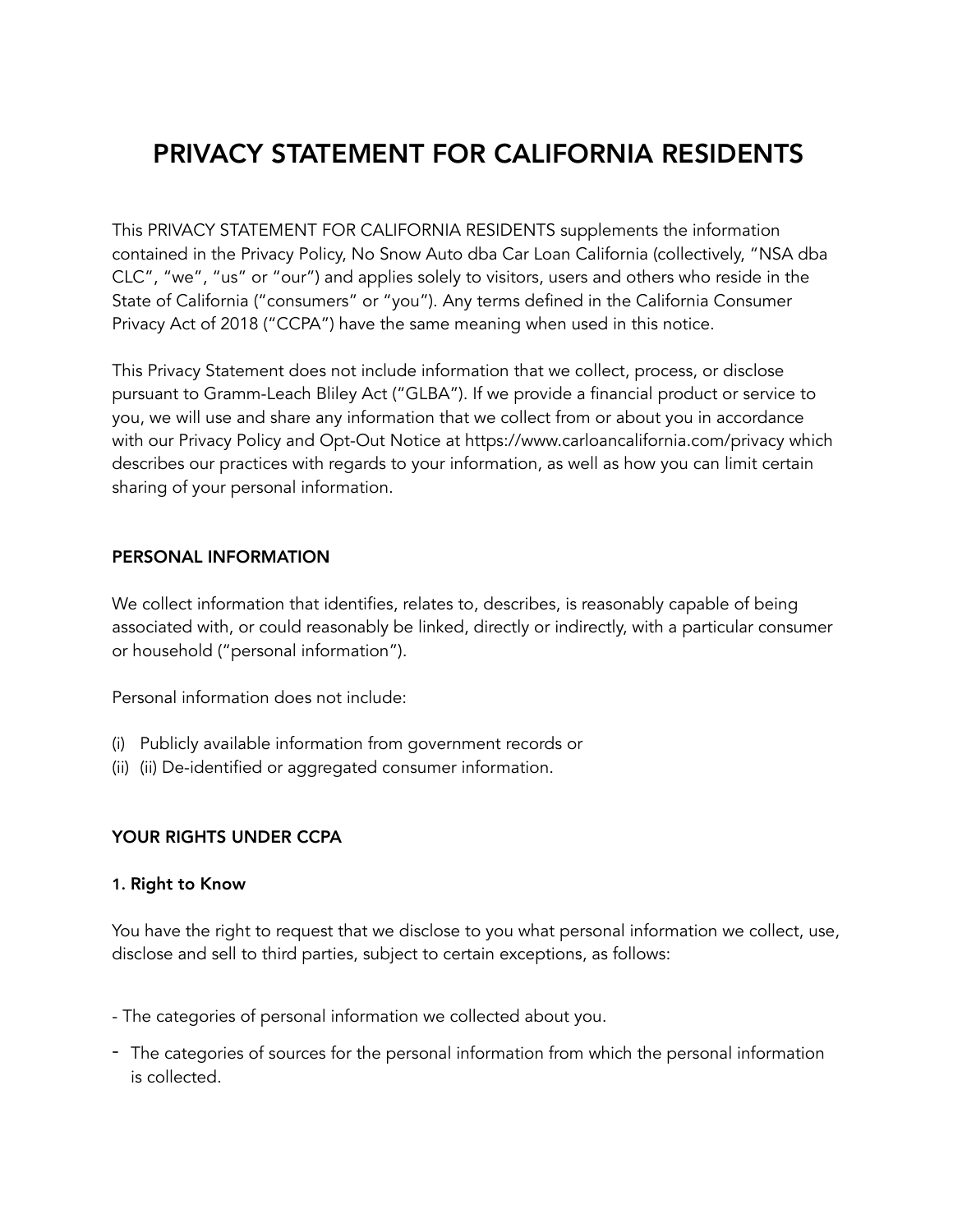# PRIVACY STATEMENT FOR CALIFORNIA RESIDENTS

This PRIVACY STATEMENT FOR CALIFORNIA RESIDENTS supplements the information contained in the Privacy Policy, No Snow Auto dba Car Loan California (collectively, "NSA dba CLC", "we", "us" or "our") and applies solely to visitors, users and others who reside in the State of California ("consumers" or "you"). Any terms defined in the California Consumer Privacy Act of 2018 ("CCPA") have the same meaning when used in this notice.

This Privacy Statement does not include information that we collect, process, or disclose pursuant to Gramm-Leach Bliley Act ("GLBA"). If we provide a financial product or service to you, we will use and share any information that we collect from or about you in accordance with our Privacy Policy and Opt-Out Notice at https://www.carloancalifornia.com/privacy which describes our practices with regards to your information, as well as how you can limit certain sharing of your personal information.

### PERSONAL INFORMATION

We collect information that identifies, relates to, describes, is reasonably capable of being associated with, or could reasonably be linked, directly or indirectly, with a particular consumer or household ("personal information").

Personal information does not include:

(i) Publicly available information from government records or
(ii) (ii) De-identified or aggregated consumer information.

### YOUR RIGHTS UNDER CCPA

#### 1. Right to Know

You have the right to request that we disclose to you what personal information we collect, use, disclose and sell to third parties, subject to certain exceptions, as follows:

- The categories of personal information we collected about you.
- The categories of sources for the personal information from which the personal information is collected.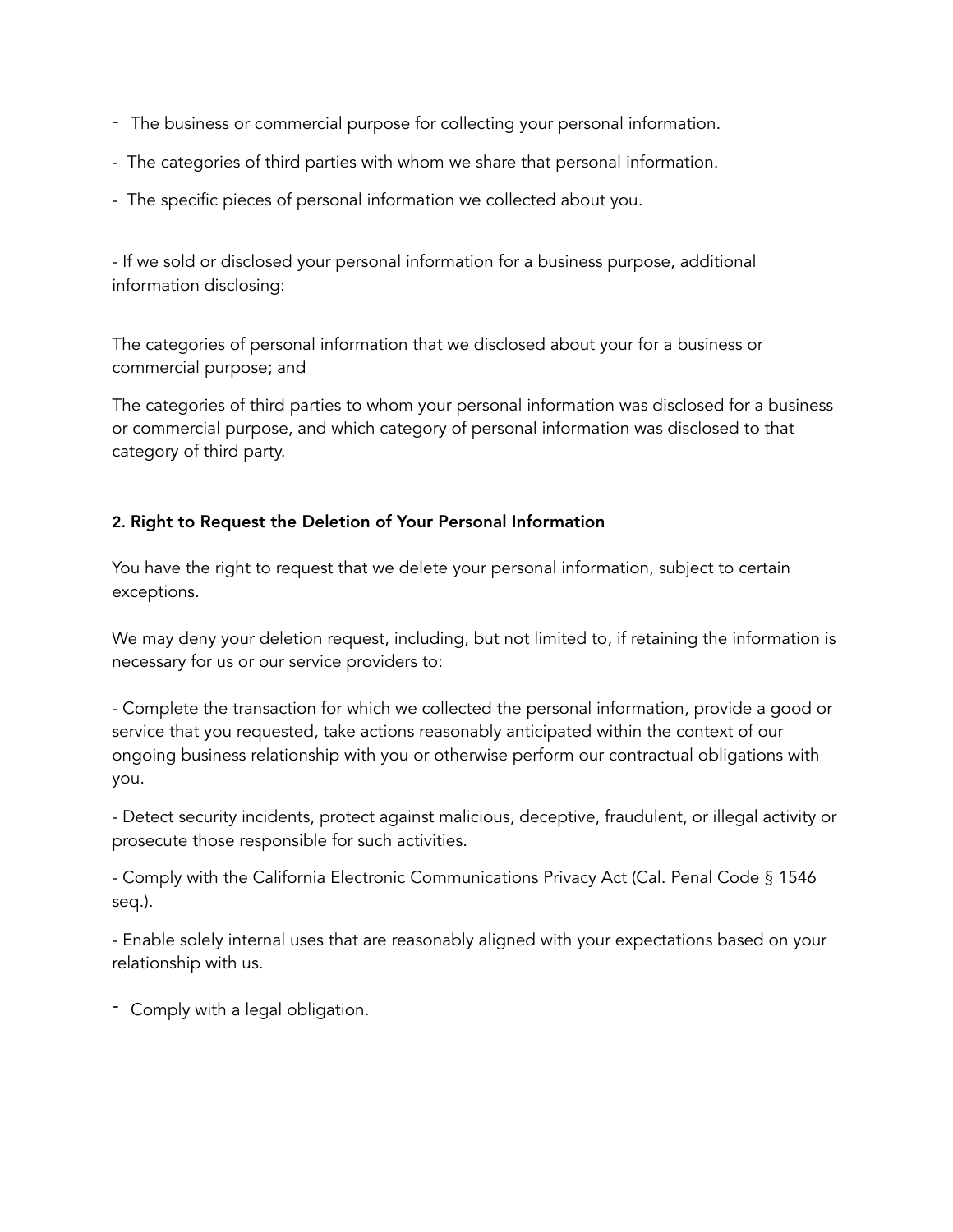- The business or commercial purpose for collecting your personal information.
- The categories of third parties with whom we share that personal information.
- The specific pieces of personal information we collected about you.

- If we sold or disclosed your personal information for a business purpose, additional information disclosing:

The categories of personal information that we disclosed about your for a business or commercial purpose; and

The categories of third parties to whom your personal information was disclosed for a business or commercial purpose, and which category of personal information was disclosed to that category of third party.

**2. Right to Request the Deletion of Your Personal Information**

You have the right to request that we delete your personal information, subject to certain exceptions.

We may deny your deletion request, including, but not limited to, if retaining the information is necessary for us or our service providers to:

- Complete the transaction for which we collected the personal information, provide a good or service that you requested, take actions reasonably anticipated within the context of our ongoing business relationship with you or otherwise perform our contractual obligations with you.

- Detect security incidents, protect against malicious, deceptive, fraudulent, or illegal activity or prosecute those responsible for such activities.

- Comply with the California Electronic Communications Privacy Act (Cal. Penal Code § 1546 seq.).

- Enable solely internal uses that are reasonably aligned with your expectations based on your relationship with us.

- Comply with a legal obligation.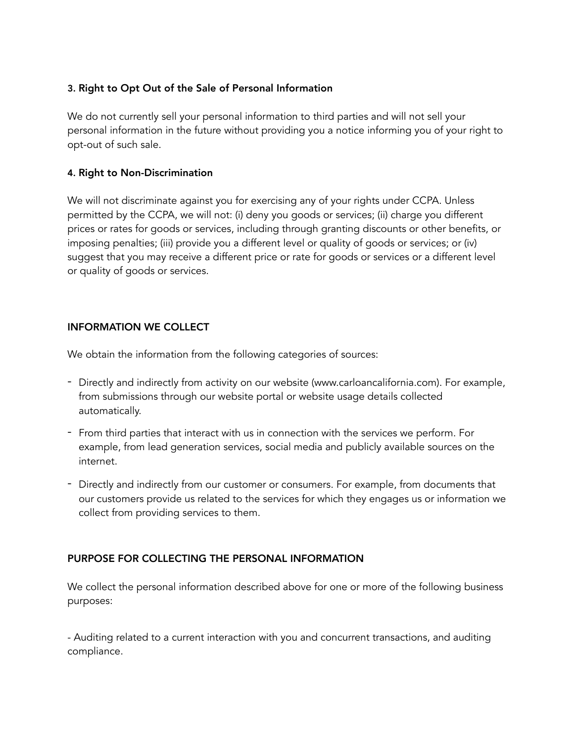### 3. Right to Opt Out of the Sale of Personal Information

We do not currently sell your personal information to third parties and will not sell your personal information in the future without providing you a notice informing you of your right to opt-out of such sale.

### 4. Right to Non-Discrimination

We will not discriminate against you for exercising any of your rights under CCPA. Unless permitted by the CCPA, we will not: (i) deny you goods or services; (ii) charge you different prices or rates for goods or services, including through granting discounts or other benefits, or imposing penalties; (iii) provide you a different level or quality of goods or services; or (iv) suggest that you may receive a different price or rate for goods or services or a different level or quality of goods or services.

## INFORMATION WE COLLECT

We obtain the information from the following categories of sources:

- Directly and indirectly from activity on our website (www.carloancalifornia.com). For example, from submissions through our website portal or website usage details collected automatically.
- From third parties that interact with us in connection with the services we perform. For example, from lead generation services, social media and publicly available sources on the internet.
- Directly and indirectly from our customer or consumers. For example, from documents that our customers provide us related to the services for which they engages us or information we collect from providing services to them.

## PURPOSE FOR COLLECTING THE PERSONAL INFORMATION

We collect the personal information described above for one or more of the following business purposes:

- Auditing related to a current interaction with you and concurrent transactions, and auditing compliance.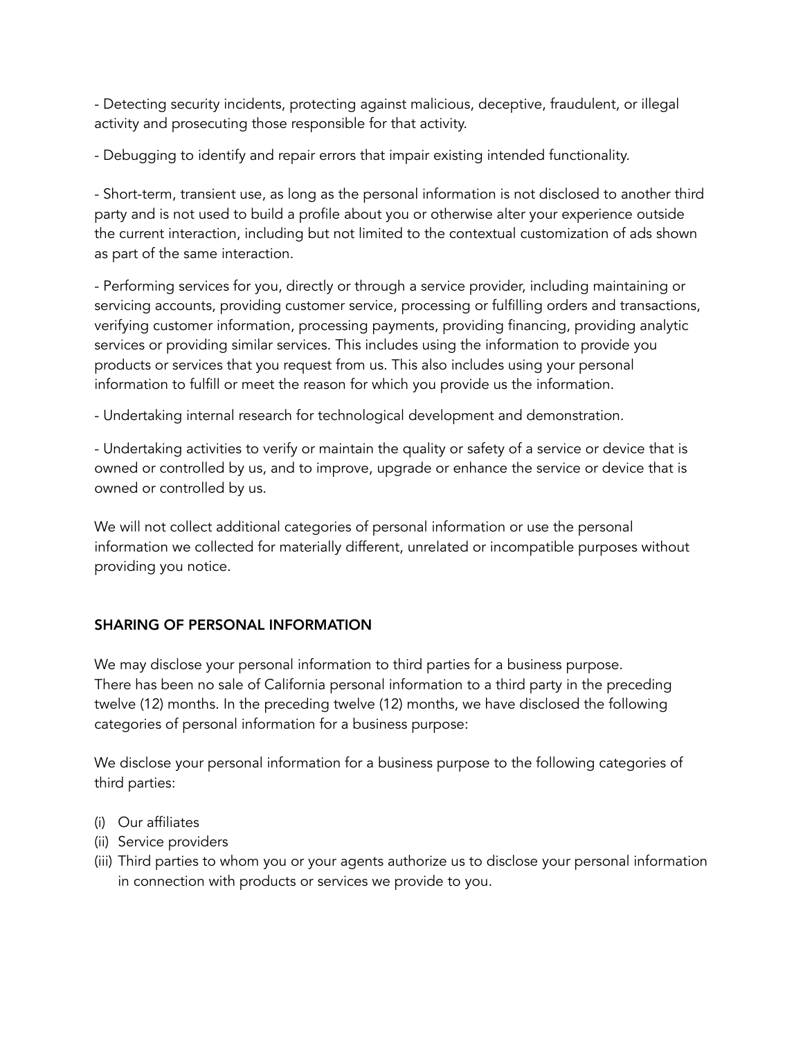- Detecting security incidents, protecting against malicious, deceptive, fraudulent, or illegal activity and prosecuting those responsible for that activity.

- Debugging to identify and repair errors that impair existing intended functionality.

- Short-term, transient use, as long as the personal information is not disclosed to another third party and is not used to build a profile about you or otherwise alter your experience outside the current interaction, including but not limited to the contextual customization of ads shown as part of the same interaction.

- Performing services for you, directly or through a service provider, including maintaining or servicing accounts, providing customer service, processing or fulfilling orders and transactions, verifying customer information, processing payments, providing financing, providing analytic services or providing similar services. This includes using the information to provide you products or services that you request from us. This also includes using your personal information to fulfill or meet the reason for which you provide us the information.

- Undertaking internal research for technological development and demonstration.

- Undertaking activities to verify or maintain the quality or safety of a service or device that is owned or controlled by us, and to improve, upgrade or enhance the service or device that is owned or controlled by us.

We will not collect additional categories of personal information or use the personal information we collected for materially different, unrelated or incompatible purposes without providing you notice.

## SHARING OF PERSONAL INFORMATION

We may disclose your personal information to third parties for a business purpose.
There has been no sale of California personal information to a third party in the preceding twelve (12) months. In the preceding twelve (12) months, we have disclosed the following categories of personal information for a business purpose:

We disclose your personal information for a business purpose to the following categories of third parties:

(i) Our affiliates
(ii) Service providers
(iii) Third parties to whom you or your agents authorize us to disclose your personal information in connection with products or services we provide to you.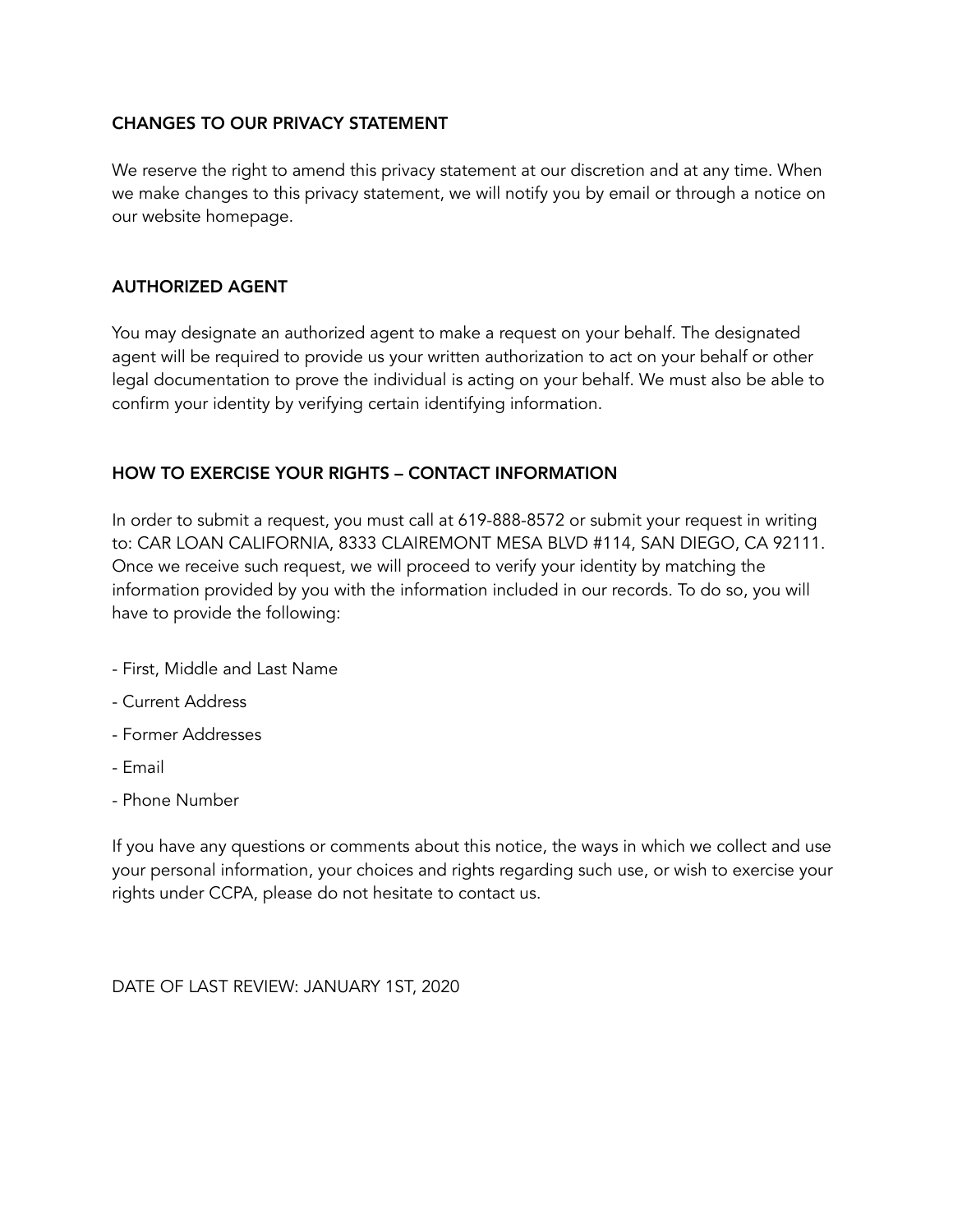## CHANGES TO OUR PRIVACY STATEMENT

We reserve the right to amend this privacy statement at our discretion and at any time. When we make changes to this privacy statement, we will notify you by email or through a notice on our website homepage.

## AUTHORIZED AGENT

You may designate an authorized agent to make a request on your behalf. The designated agent will be required to provide us your written authorization to act on your behalf or other legal documentation to prove the individual is acting on your behalf. We must also be able to confirm your identity by verifying certain identifying information.

## HOW TO EXERCISE YOUR RIGHTS – CONTACT INFORMATION

In order to submit a request, you must call at 619-888-8572 or submit your request in writing to: CAR LOAN CALIFORNIA, 8333 CLAIREMONT MESA BLVD #114, SAN DIEGO, CA 92111. Once we receive such request, we will proceed to verify your identity by matching the information provided by you with the information included in our records. To do so, you will have to provide the following:

- First, Middle and Last Name
- Current Address
- Former Addresses
- Email
- Phone Number

If you have any questions or comments about this notice, the ways in which we collect and use your personal information, your choices and rights regarding such use, or wish to exercise your rights under CCPA, please do not hesitate to contact us.

DATE OF LAST REVIEW: JANUARY 1ST, 2020